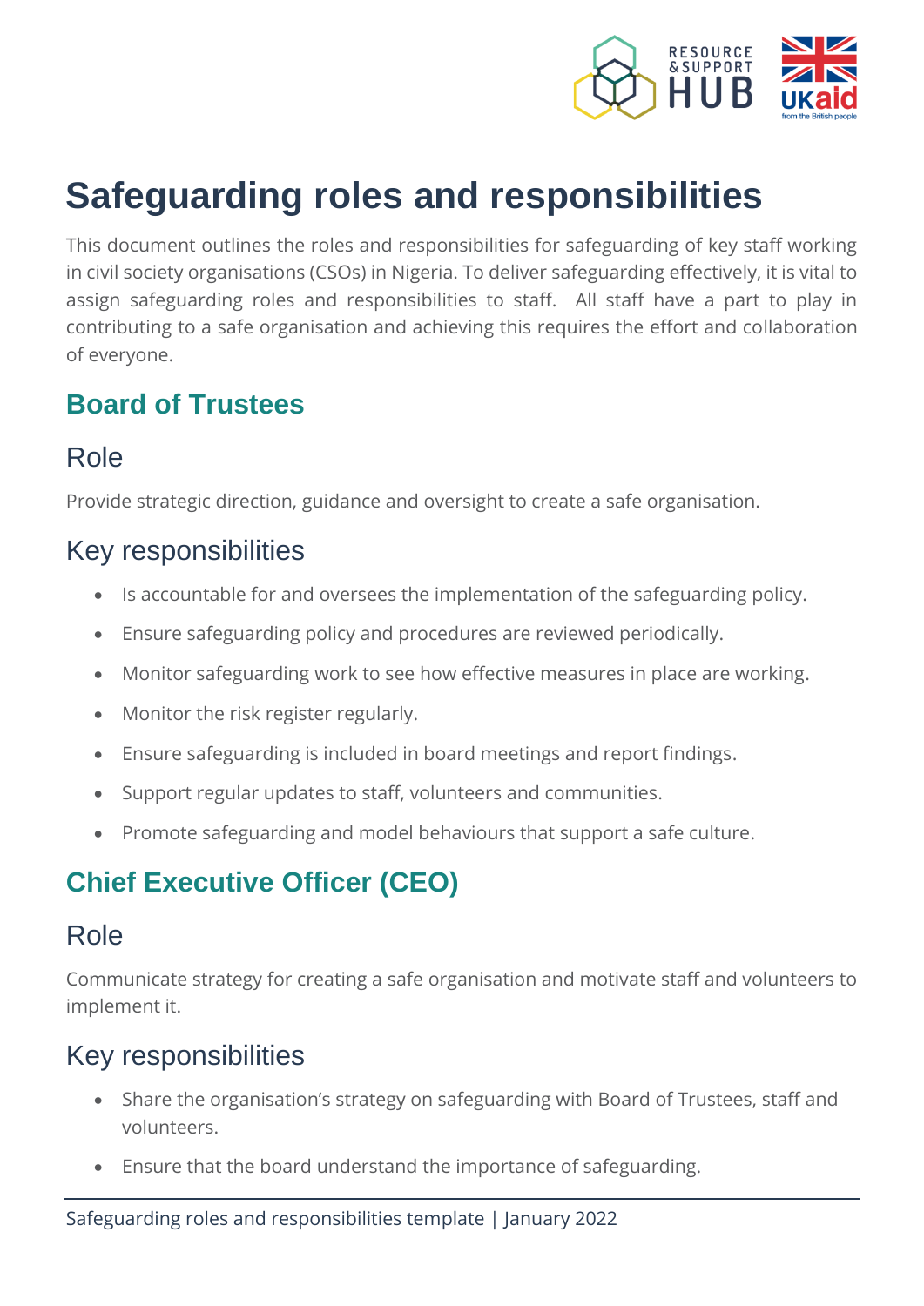# Safeguarding roles and responsibilities

This document outlines the roles and responsibilities for safeguarding of key staff working in civil society organisations (CSOs) in Nigeria. To deliver safeguarding effectively, it is vital to assign safeguarding roles and responsibilities to staff. All staff have a part to play in contributing to a safe organisation and achieving this requires the effort and collaboration of everyone.

## Board of Trustees

### Role

Provide strategic direction, guidance and oversight to create a safe organisation.

### Key responsibilities

- Is accountable for and oversees the implementation of the safeguarding policy.
- Ensure safeguarding policy and procedures are reviewed periodically.
- Monitor safeguarding work to see how effective measures in place are working.
- Monitor the risk register regularly.
- Ensure safeguarding is included in board meetings and report findings.
- Support regular updates to staff, volunteers and communities.
- Promote safeguarding and model behaviours that support a safe culture.

## Chief Executive Officer (CEO)

### Role

Communicate strategy for creating a safe organisation and motivate staff and volunteers to implement it.

### Key responsibilities

- Share the organisation's strategy on safeguarding with Board of Trustees, staff and volunteers.
- Ensure that the board understand the importance of safeguarding.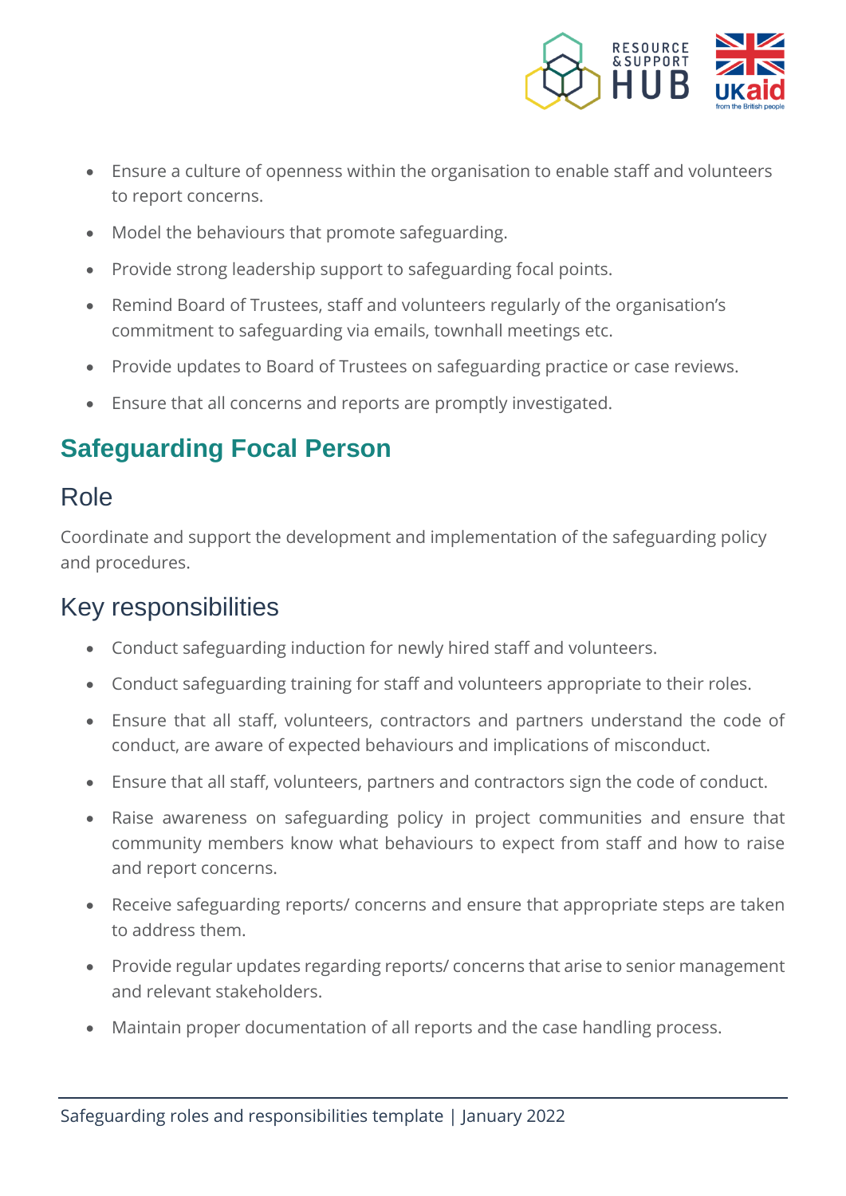- Ensure a culture of openness within the organisation to enable staff and volunteers to report concerns.
- Model the behaviours that promote safeguarding.
- Provide strong leadership support to safeguarding focal points.
- Remind Board of Trustees, staff and volunteers regularly of the organisation's commitment to safeguarding via emails, townhall meetings etc.
- Provide updates to Board of Trustees on safeguarding practice or case reviews.
- Ensure that all concerns and reports are promptly investigated.

## Safeguarding Focal Person

### Role

Coordinate and support the development and implementation of the safeguarding policy and procedures.

### Key responsibilities

- Conduct safeguarding induction for newly hired staff and volunteers.
- Conduct safeguarding training for staff and volunteers appropriate to their roles.
- Ensure that all staff, volunteers, contractors and partners understand the code of conduct, are aware of expected behaviours and implications of misconduct.
- Ensure that all staff, volunteers, partners and contractors sign the code of conduct.
- Raise awareness on safeguarding policy in project communities and ensure that community members know what behaviours to expect from staff and how to raise and report concerns.
- Receive safeguarding reports/ concerns and ensure that appropriate steps are taken to address them.
- Provide regular updates regarding reports/ concerns that arise to senior management and relevant stakeholders.
- Maintain proper documentation of all reports and the case handling process.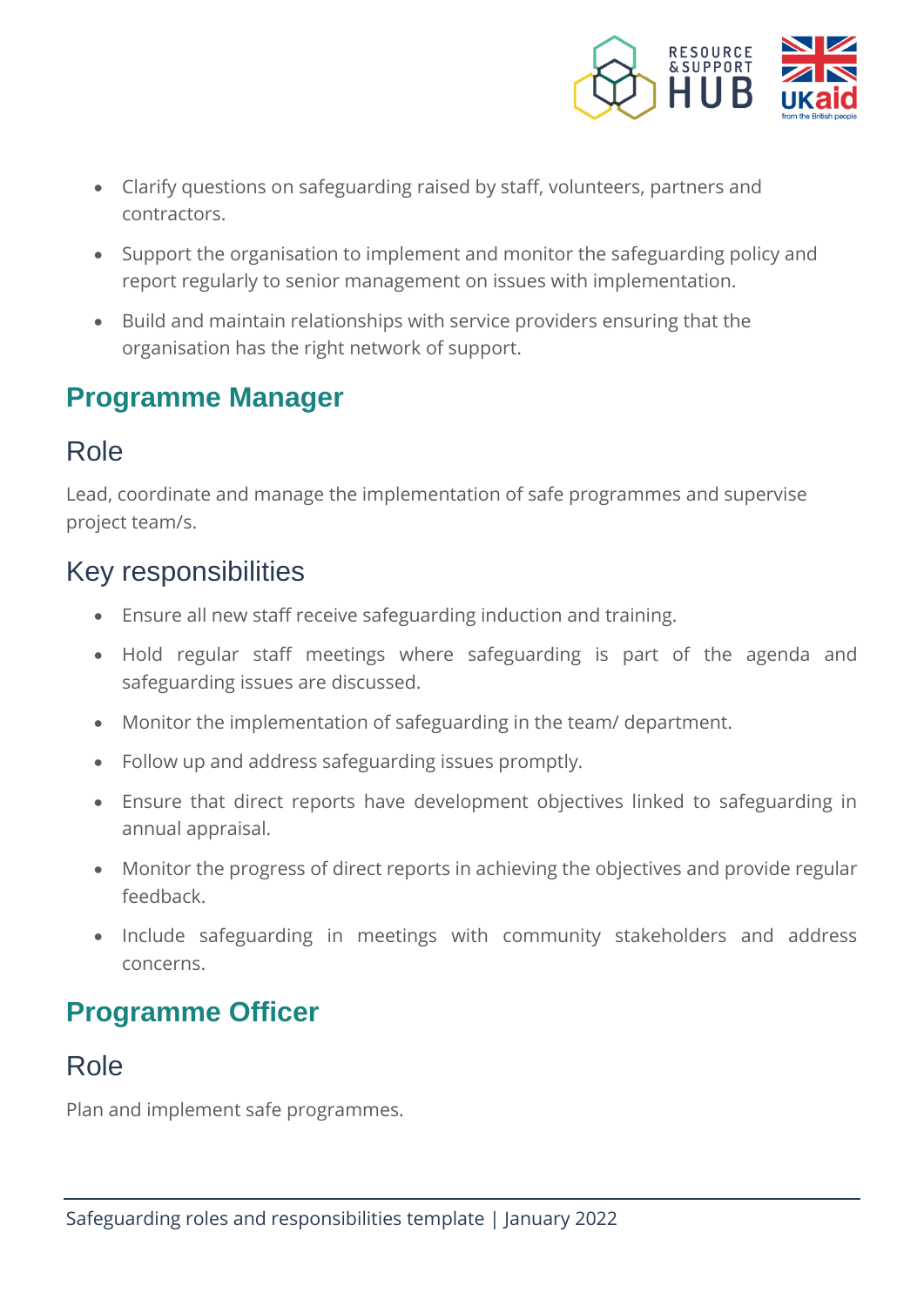- Clarify questions on safeguarding raised by staff, volunteers, partners and contractors.
- Support the organisation to implement and monitor the safeguarding policy and report regularly to senior management on issues with implementation.
- Build and maintain relationships with service providers ensuring that the organisation has the right network of support.

## Programme Manager

### Role

Lead, coordinate and manage the implementation of safe programmes and supervise project team/s.

### Key responsibilities

- Ensure all new staff receive safeguarding induction and training.
- Hold regular staff meetings where safeguarding is part of the agenda and safeguarding issues are discussed.
- Monitor the implementation of safeguarding in the team/ department.
- Follow up and address safeguarding issues promptly.
- Ensure that direct reports have development objectives linked to safeguarding in annual appraisal.
- Monitor the progress of direct reports in achieving the objectives and provide regular feedback.
- Include safeguarding in meetings with community stakeholders and address concerns.

## Programme Officer

### Role

Plan and implement safe programmes.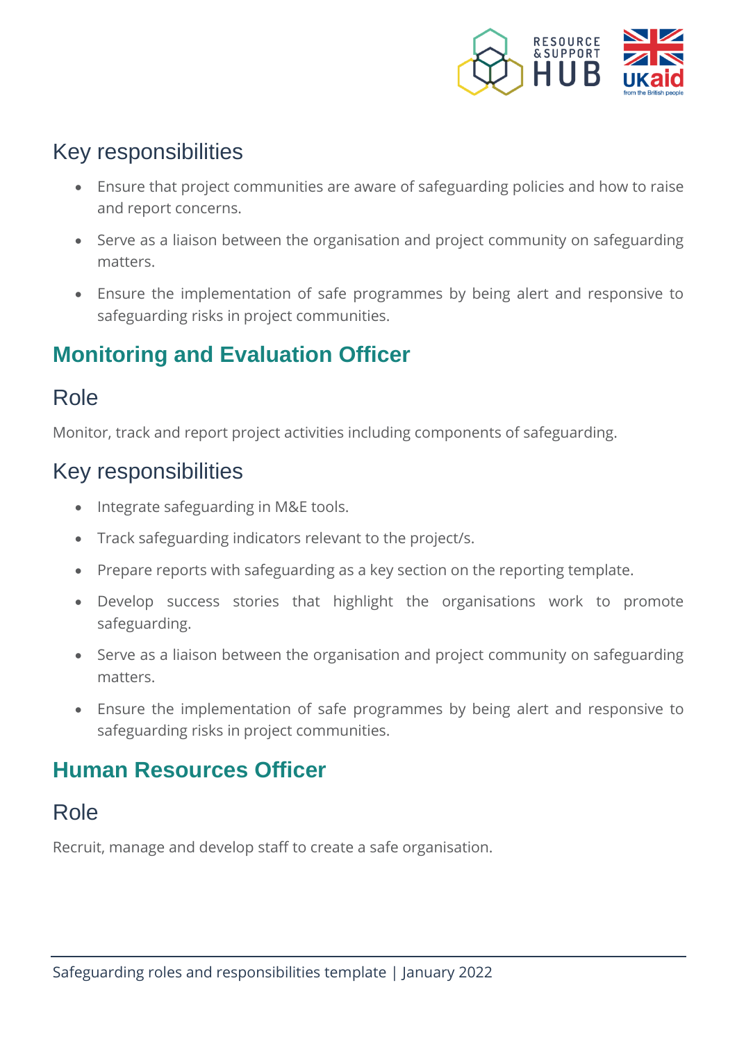### Key responsibilities

- Ensure that project communities are aware of safeguarding policies and how to raise and report concerns.
- Serve as a liaison between the organisation and project community on safeguarding matters.
- Ensure the implementation of safe programmes by being alert and responsive to safeguarding risks in project communities.

## Monitoring and Evaluation Officer

### Role

Monitor, track and report project activities including components of safeguarding.

### Key responsibilities

- Integrate safeguarding in M&E tools.
- Track safeguarding indicators relevant to the project/s.
- Prepare reports with safeguarding as a key section on the reporting template.
- Develop success stories that highlight the organisations work to promote safeguarding.
- Serve as a liaison between the organisation and project community on safeguarding matters.
- Ensure the implementation of safe programmes by being alert and responsive to safeguarding risks in project communities.

## Human Resources Officer

### Role

Recruit, manage and develop staff to create a safe organisation.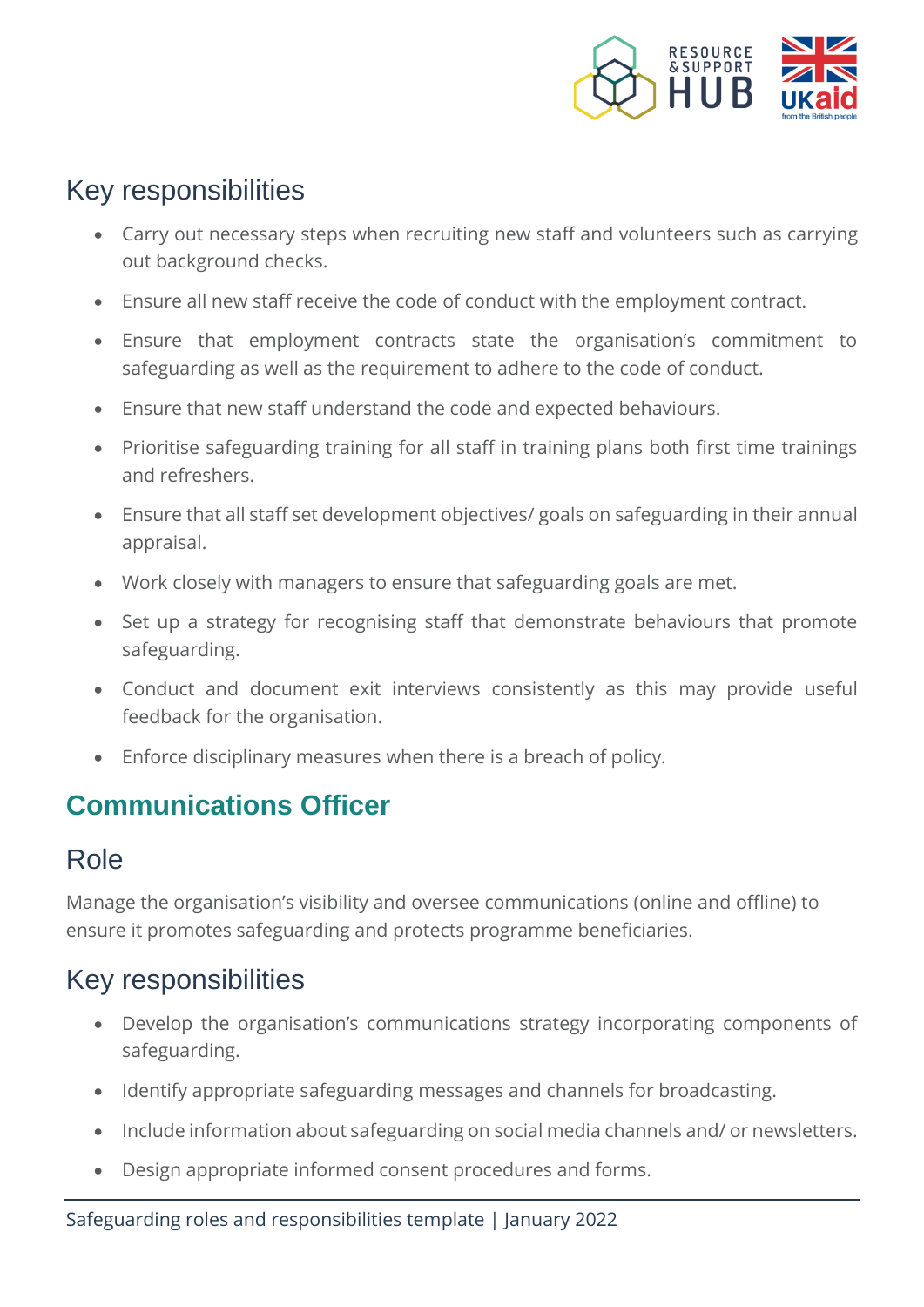### Key responsibilities

- Carry out necessary steps when recruiting new staff and volunteers such as carrying out background checks.
- Ensure all new staff receive the code of conduct with the employment contract.
- Ensure that employment contracts state the organisation's commitment to safeguarding as well as the requirement to adhere to the code of conduct.
- Ensure that new staff understand the code and expected behaviours.
- Prioritise safeguarding training for all staff in training plans both first time trainings and refreshers.
- Ensure that all staff set development objectives/ goals on safeguarding in their annual appraisal.
- Work closely with managers to ensure that safeguarding goals are met.
- Set up a strategy for recognising staff that demonstrate behaviours that promote safeguarding.
- Conduct and document exit interviews consistently as this may provide useful feedback for the organisation.
- Enforce disciplinary measures when there is a breach of policy.

## Communications Officer

### Role

Manage the organisation's visibility and oversee communications (online and offline) to ensure it promotes safeguarding and protects programme beneficiaries.

### Key responsibilities

- Develop the organisation's communications strategy incorporating components of safeguarding.
- Identify appropriate safeguarding messages and channels for broadcasting.
- Include information about safeguarding on social media channels and/ or newsletters.
- Design appropriate informed consent procedures and forms.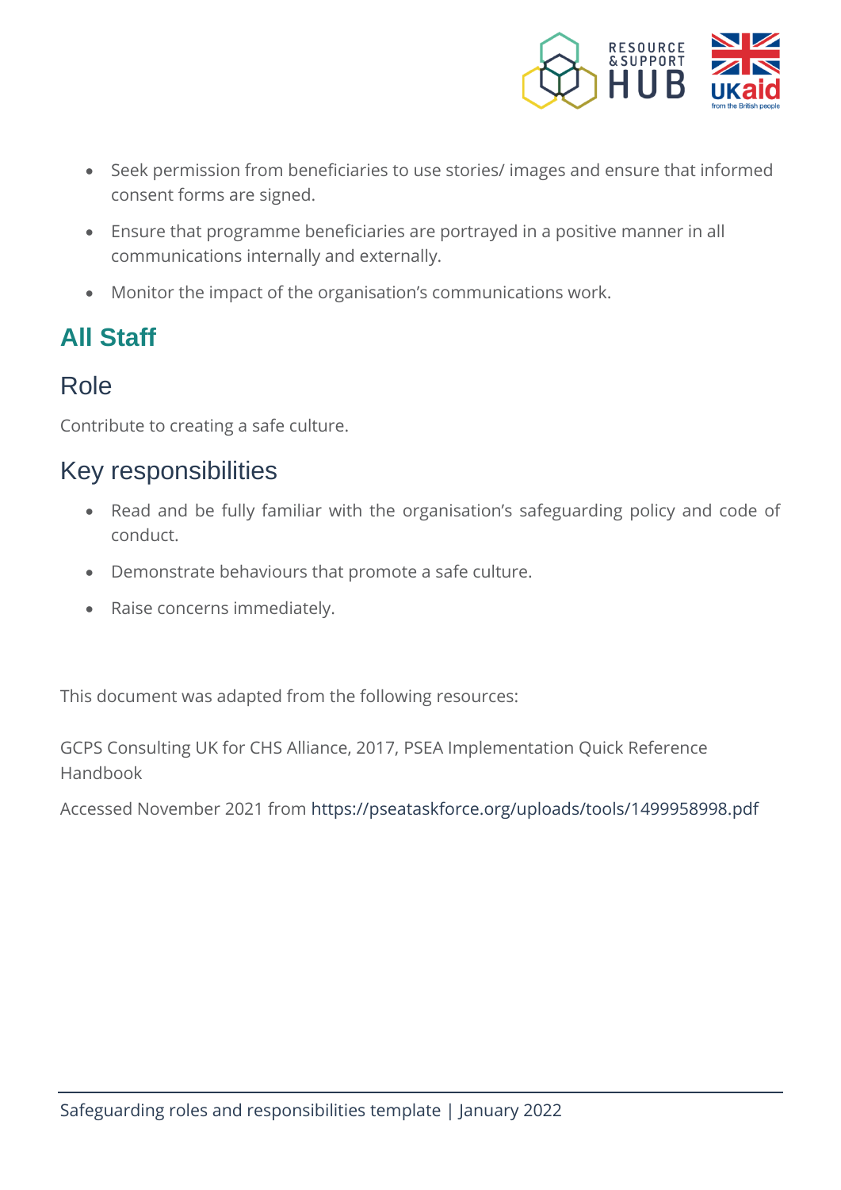- Seek permission from beneficiaries to use stories/ images and ensure that informed consent forms are signed.
- Ensure that programme beneficiaries are portrayed in a positive manner in all communications internally and externally.
- Monitor the impact of the organisation's communications work.

## All Staff

### Role

Contribute to creating a safe culture.

### Key responsibilities

- Read and be fully familiar with the organisation's safeguarding policy and code of conduct.
- Demonstrate behaviours that promote a safe culture.
- Raise concerns immediately.

This document was adapted from the following resources:

GCPS Consulting UK for CHS Alliance, 2017, PSEA Implementation Quick Reference Handbook

Accessed November 2021 from https://pseataskforce.org/uploads/tools/1499958998.pdf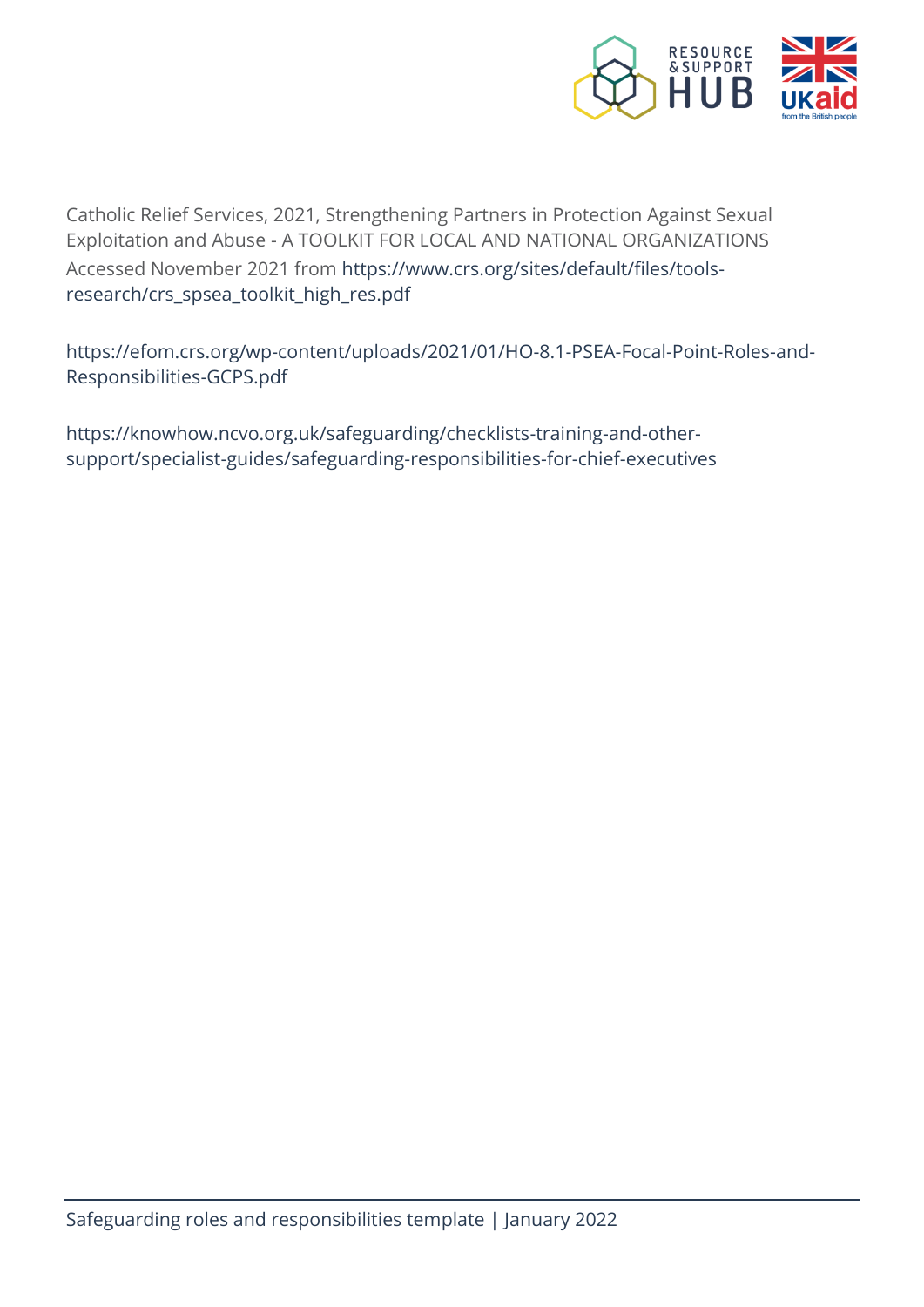Catholic Relief Services, 2021, Strengthening Partners in Protection Against Sexual Exploitation and Abuse - A TOOLKIT FOR LOCAL AND NATIONAL ORGANIZATIONS Accessed November 2021 from https://www.crs.org/sites/default/files/tools-research/crs_spsea_toolkit_high_res.pdf

https://efom.crs.org/wp-content/uploads/2021/01/HO-8.1-PSEA-Focal-Point-Roles-and-Responsibilities-GCPS.pdf

https://knowhow.ncvo.org.uk/safeguarding/checklists-training-and-other-support/specialist-guides/safeguarding-responsibilities-for-chief-executives